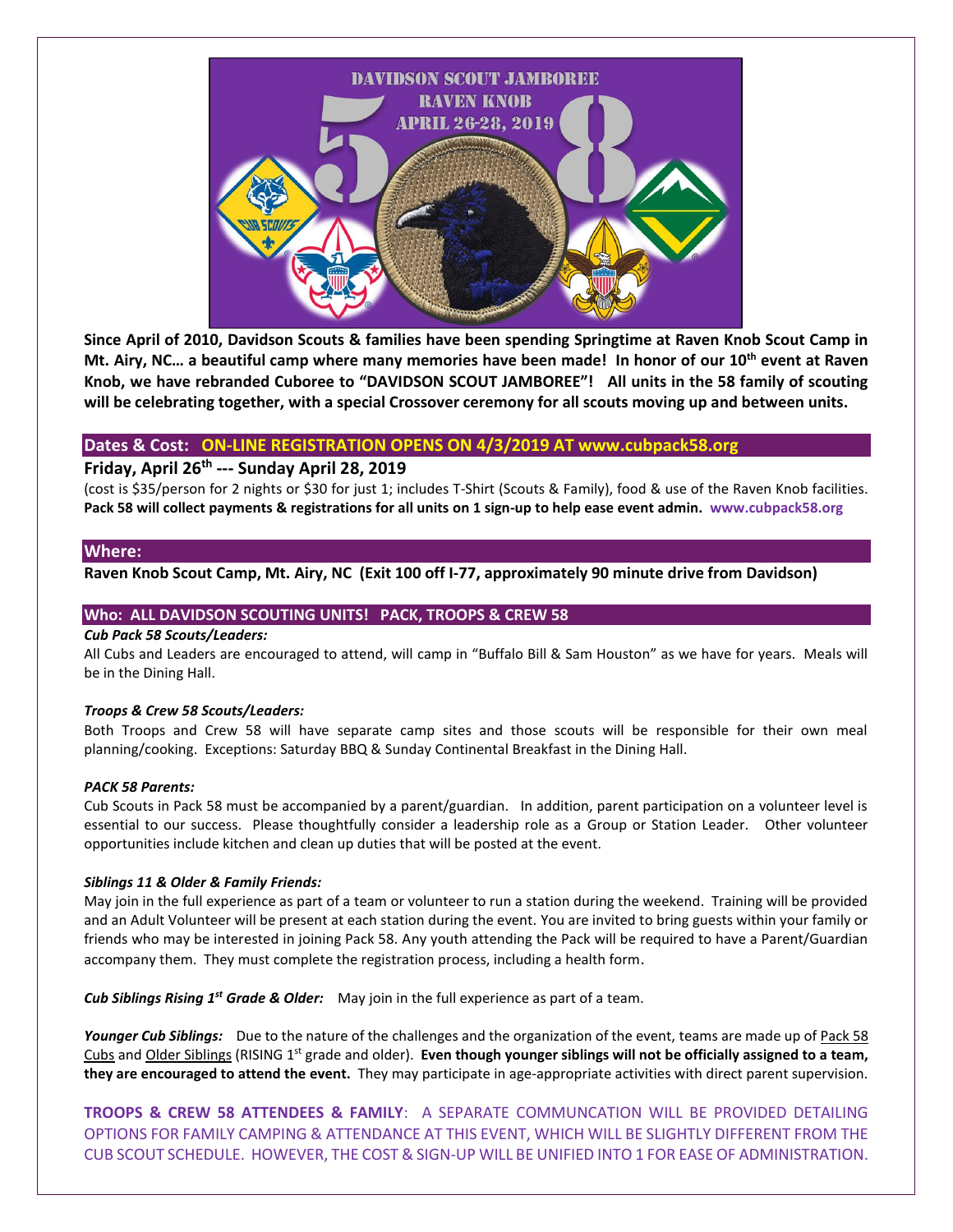DAVIDSON SCOUT JAMBOREE
RAVEN KNOB
APRIL 26-28, 2019

**Since April of 2010, Davidson Scouts & families have been spending Springtime at Raven Knob Scout Camp in Mt. Airy, NC… a beautiful camp where many memories have been made! In honor of our 10th event at Raven Knob, we have rebranded Cuboree to "DAVIDSON SCOUT JAMBOREE"! All units in the 58 family of scouting will be celebrating together, with a special Crossover ceremony for all scouts moving up and between units.**

## Dates & Cost: ON-LINE REGISTRATION OPENS ON 4/3/2019 AT www.cubpack58.org

### Friday, April 26th --- Sunday April 28, 2019

(cost is $35/person for 2 nights or $30 for just 1; includes T-Shirt (Scouts & Family), food & use of the Raven Knob facilities. **Pack 58 will collect payments & registrations for all units on 1 sign-up to help ease event admin. www.cubpack58.org**

## Where:

**Raven Knob Scout Camp, Mt. Airy, NC (Exit 100 off I-77, approximately 90 minute drive from Davidson)**

## Who: ALL DAVIDSON SCOUTING UNITS! PACK, TROOPS & CREW 58

***Cub Pack 58 Scouts/Leaders:***

All Cubs and Leaders are encouraged to attend, will camp in "Buffalo Bill & Sam Houston" as we have for years. Meals will be in the Dining Hall.

***Troops & Crew 58 Scouts/Leaders:***

Both Troops and Crew 58 will have separate camp sites and those scouts will be responsible for their own meal planning/cooking. Exceptions: Saturday BBQ & Sunday Continental Breakfast in the Dining Hall.

***PACK 58 Parents:***

Cub Scouts in Pack 58 must be accompanied by a parent/guardian. In addition, parent participation on a volunteer level is essential to our success. Please thoughtfully consider a leadership role as a Group or Station Leader. Other volunteer opportunities include kitchen and clean up duties that will be posted at the event.

***Siblings 11 & Older & Family Friends:***

May join in the full experience as part of a team or volunteer to run a station during the weekend. Training will be provided and an Adult Volunteer will be present at each station during the event. You are invited to bring guests within your family or friends who may be interested in joining Pack 58. Any youth attending the Pack will be required to have a Parent/Guardian accompany them. They must complete the registration process, including a health form.

***Cub Siblings Rising 1st Grade & Older:*** May join in the full experience as part of a team.

***Younger Cub Siblings:*** Due to the nature of the challenges and the organization of the event, teams are made up of Pack 58 Cubs and Older Siblings (RISING 1st grade and older). **Even though younger siblings will not be officially assigned to a team, they are encouraged to attend the event.** They may participate in age-appropriate activities with direct parent supervision.

**TROOPS & CREW 58 ATTENDEES & FAMILY**: A SEPARATE COMMUNCATION WILL BE PROVIDED DETAILING OPTIONS FOR FAMILY CAMPING & ATTENDANCE AT THIS EVENT, WHICH WILL BE SLIGHTLY DIFFERENT FROM THE CUB SCOUT SCHEDULE. HOWEVER, THE COST & SIGN-UP WILL BE UNIFIED INTO 1 FOR EASE OF ADMINISTRATION.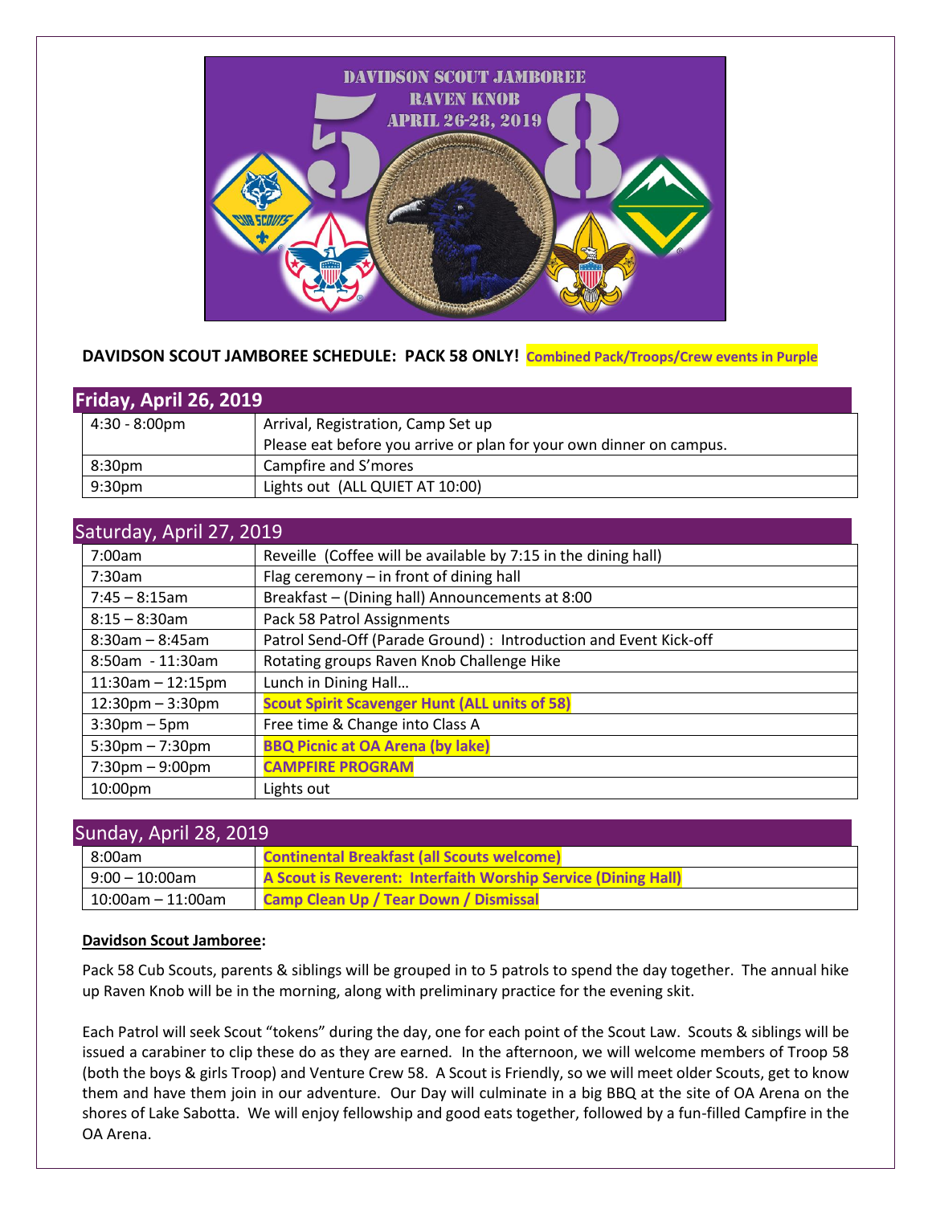**DAVIDSON SCOUT JAMBOREE SCHEDULE: PACK 58 ONLY!** **Combined Pack/Troops/Crew events in Purple**

## Friday, April 26, 2019

| | |
|---|---|
| 4:30 - 8:00pm | Arrival, Registration, Camp Set up<br>Please eat before you arrive or plan for your own dinner on campus. |
| 8:30pm | Campfire and S'mores |
| 9:30pm | Lights out (ALL QUIET AT 10:00) |

## Saturday, April 27, 2019

| | |
|---|---|
| 7:00am | Reveille (Coffee will be available by 7:15 in the dining hall) |
| 7:30am | Flag ceremony – in front of dining hall |
| 7:45 – 8:15am | Breakfast – (Dining hall) Announcements at 8:00 |
| 8:15 – 8:30am | Pack 58 Patrol Assignments |
| 8:30am – 8:45am | Patrol Send-Off (Parade Ground) : Introduction and Event Kick-off |
| 8:50am - 11:30am | Rotating groups Raven Knob Challenge Hike |
| 11:30am – 12:15pm | Lunch in Dining Hall… |
| 12:30pm – 3:30pm | **Scout Spirit Scavenger Hunt (ALL units of 58)** |
| 3:30pm – 5pm | Free time & Change into Class A |
| 5:30pm – 7:30pm | **BBQ Picnic at OA Arena (by lake)** |
| 7:30pm – 9:00pm | **CAMPFIRE PROGRAM** |
| 10:00pm | Lights out |

## Sunday, April 28, 2019

| | |
|---|---|
| 8:00am | **Continental Breakfast (all Scouts welcome)** |
| 9:00 – 10:00am | **A Scout is Reverent: Interfaith Worship Service (Dining Hall)** |
| 10:00am – 11:00am | **Camp Clean Up / Tear Down / Dismissal** |

**Davidson Scout Jamboree:**

Pack 58 Cub Scouts, parents & siblings will be grouped in to 5 patrols to spend the day together. The annual hike up Raven Knob will be in the morning, along with preliminary practice for the evening skit.

Each Patrol will seek Scout "tokens" during the day, one for each point of the Scout Law. Scouts & siblings will be issued a carabiner to clip these do as they are earned. In the afternoon, we will welcome members of Troop 58 (both the boys & girls Troop) and Venture Crew 58. A Scout is Friendly, so we will meet older Scouts, get to know them and have them join in our adventure. Our Day will culminate in a big BBQ at the site of OA Arena on the shores of Lake Sabotta. We will enjoy fellowship and good eats together, followed by a fun-filled Campfire in the OA Arena.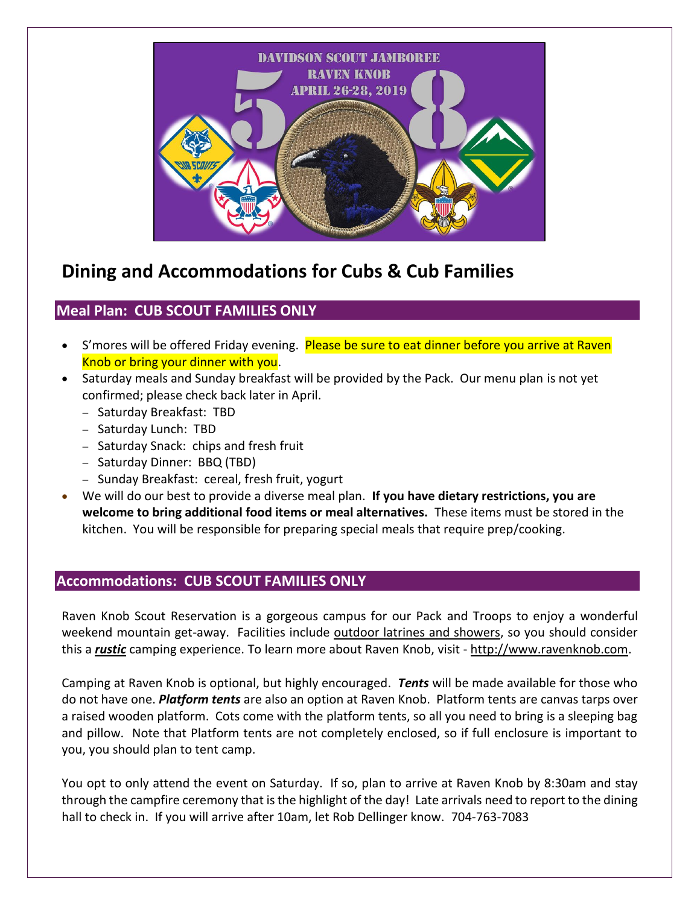# Dining and Accommodations for Cubs & Cub Families

## Meal Plan: CUB SCOUT FAMILIES ONLY

- S'mores will be offered Friday evening. Please be sure to eat dinner before you arrive at Raven Knob or bring your dinner with you.
- Saturday meals and Sunday breakfast will be provided by the Pack. Our menu plan is not yet confirmed; please check back later in April.
  - Saturday Breakfast: TBD
  - Saturday Lunch: TBD
  - Saturday Snack: chips and fresh fruit
  - Saturday Dinner: BBQ (TBD)
  - Sunday Breakfast: cereal, fresh fruit, yogurt
- We will do our best to provide a diverse meal plan. **If you have dietary restrictions, you are welcome to bring additional food items or meal alternatives.** These items must be stored in the kitchen. You will be responsible for preparing special meals that require prep/cooking.

## Accommodations: CUB SCOUT FAMILIES ONLY

Raven Knob Scout Reservation is a gorgeous campus for our Pack and Troops to enjoy a wonderful weekend mountain get-away. Facilities include outdoor latrines and showers, so you should consider this a ***rustic*** camping experience. To learn more about Raven Knob, visit - http://www.ravenknob.com.

Camping at Raven Knob is optional, but highly encouraged. ***Tents*** will be made available for those who do not have one. ***Platform tents*** are also an option at Raven Knob. Platform tents are canvas tarps over a raised wooden platform. Cots come with the platform tents, so all you need to bring is a sleeping bag and pillow. Note that Platform tents are not completely enclosed, so if full enclosure is important to you, you should plan to tent camp.

You opt to only attend the event on Saturday. If so, plan to arrive at Raven Knob by 8:30am and stay through the campfire ceremony that is the highlight of the day! Late arrivals need to report to the dining hall to check in. If you will arrive after 10am, let Rob Dellinger know. 704-763-7083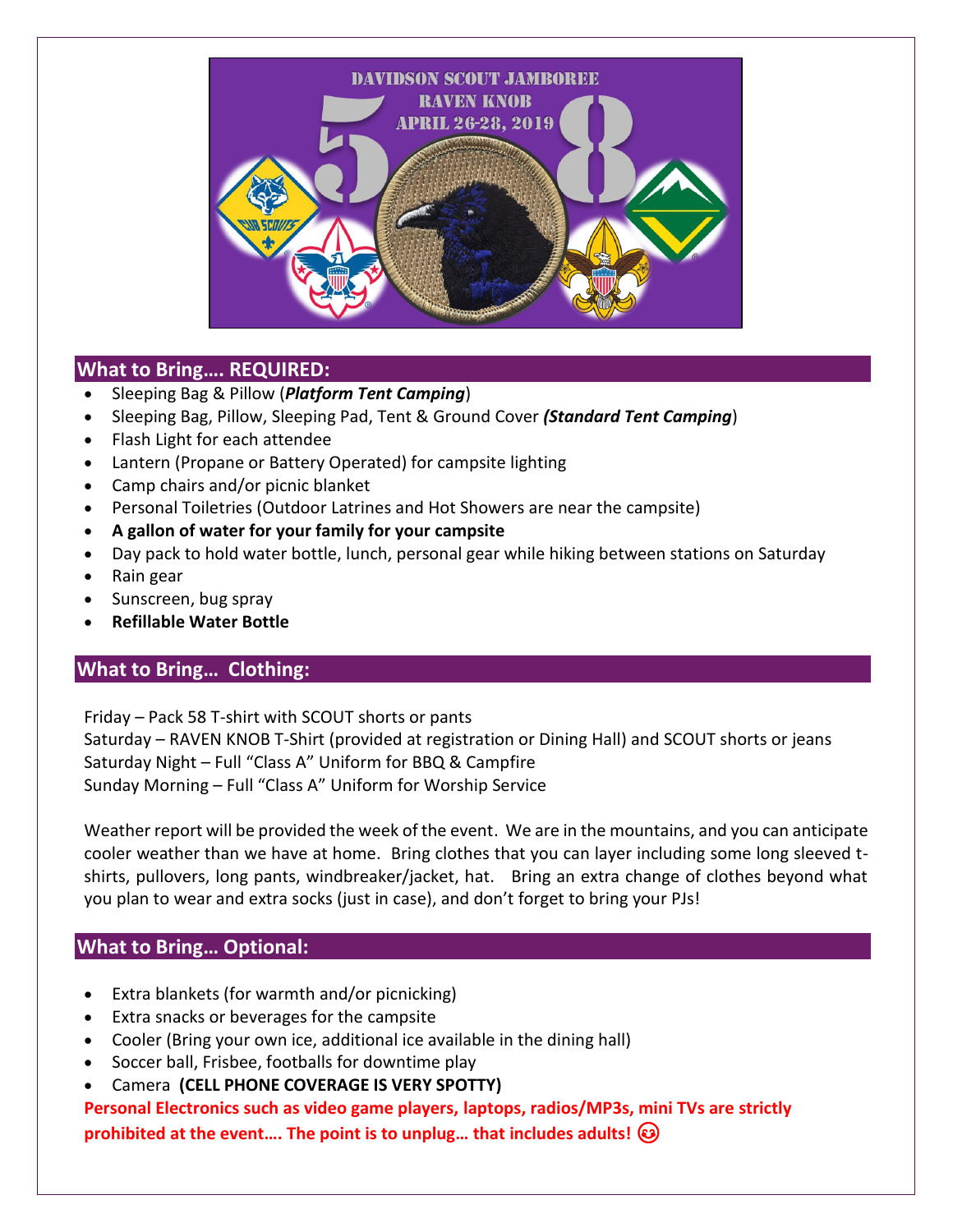DAVIDSON SCOUT JAMBOREE
RAVEN KNOB
APRIL 26-28, 2019

## What to Bring…. REQUIRED:

- Sleeping Bag & Pillow (***Platform Tent Camping***)
- Sleeping Bag, Pillow, Sleeping Pad, Tent & Ground Cover ***(Standard Tent Camping***)
- Flash Light for each attendee
- Lantern (Propane or Battery Operated) for campsite lighting
- Camp chairs and/or picnic blanket
- Personal Toiletries (Outdoor Latrines and Hot Showers are near the campsite)
- **A gallon of water for your family for your campsite**
- Day pack to hold water bottle, lunch, personal gear while hiking between stations on Saturday
- Rain gear
- Sunscreen, bug spray
- **Refillable Water Bottle**

## What to Bring… Clothing:

Friday – Pack 58 T-shirt with SCOUT shorts or pants
Saturday – RAVEN KNOB T-Shirt (provided at registration or Dining Hall) and SCOUT shorts or jeans
Saturday Night – Full "Class A" Uniform for BBQ & Campfire
Sunday Morning – Full "Class A" Uniform for Worship Service

Weather report will be provided the week of the event. We are in the mountains, and you can anticipate cooler weather than we have at home. Bring clothes that you can layer including some long sleeved t-shirts, pullovers, long pants, windbreaker/jacket, hat. Bring an extra change of clothes beyond what you plan to wear and extra socks (just in case), and don't forget to bring your PJs!

## What to Bring… Optional:

- Extra blankets (for warmth and/or picnicking)
- Extra snacks or beverages for the campsite
- Cooler (Bring your own ice, additional ice available in the dining hall)
- Soccer ball, Frisbee, footballs for downtime play
- Camera **(CELL PHONE COVERAGE IS VERY SPOTTY)**

**Personal Electronics such as video game players, laptops, radios/MP3s, mini TVs are strictly prohibited at the event…. The point is to unplug… that includes adults! 😉**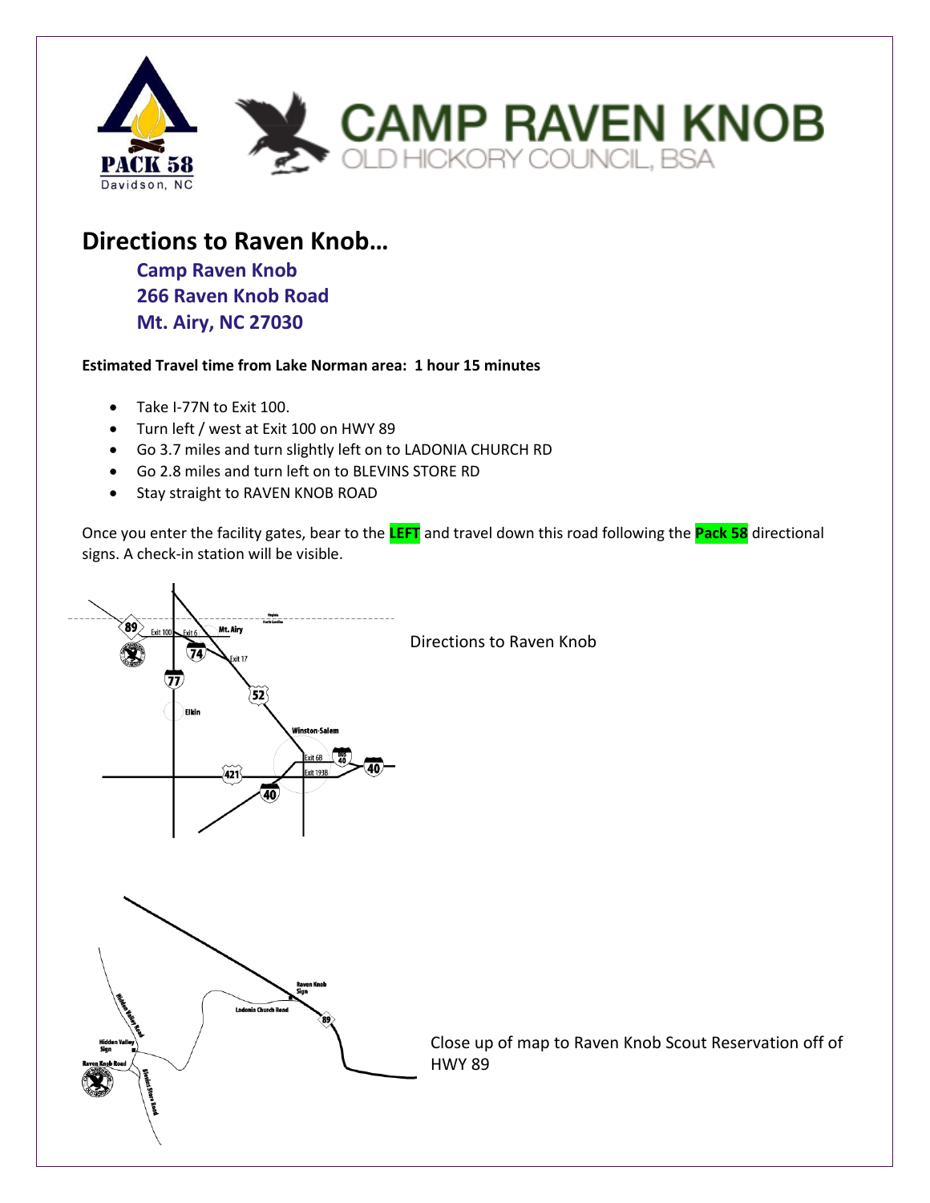# CAMP RAVEN KNOB

OLD HICKORY COUNCIL, BSA

PACK 58
Davidson, NC

## Directions to Raven Knob…

**Camp Raven Knob**
**266 Raven Knob Road**
**Mt. Airy, NC 27030**

**Estimated Travel time from Lake Norman area: 1 hour 15 minutes**

- Take I-77N to Exit 100.
- Turn left / west at Exit 100 on HWY 89
- Go 3.7 miles and turn slightly left on to LADONIA CHURCH RD
- Go 2.8 miles and turn left on to BLEVINS STORE RD
- Stay straight to RAVEN KNOB ROAD

Once you enter the facility gates, bear to the **LEFT** and travel down this road following the **Pack 58** directional signs. A check-in station will be visible.

89
Exit 100
Exit 6
Mt. Airy
74
Exit 17
77
52
Elkin
Winston-Salem
Exit 6B
Bus 40
40
421
Exit 193B
40

Directions to Raven Knob

Raven Knob Sign
Ladonia Church Road
89
Hidden Valley Road
Hidden Valley Sign
Raven Knob Road
Blevins Store Road

Close up of map to Raven Knob Scout Reservation off of HWY 89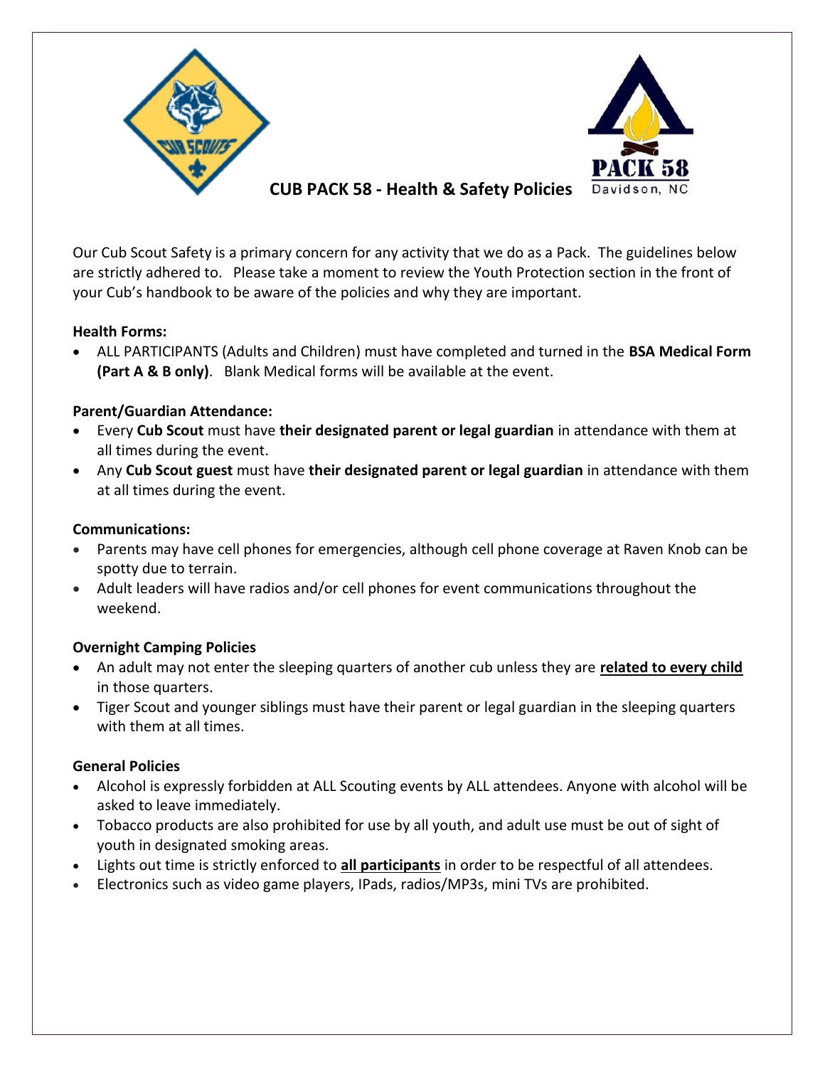# CUB PACK 58 - Health & Safety Policies

Our Cub Scout Safety is a primary concern for any activity that we do as a Pack. The guidelines below are strictly adhered to. Please take a moment to review the Youth Protection section in the front of your Cub's handbook to be aware of the policies and why they are important.

**Health Forms:**

- ALL PARTICIPANTS (Adults and Children) must have completed and turned in the **BSA Medical Form (Part A & B only)**. Blank Medical forms will be available at the event.

**Parent/Guardian Attendance:**

- Every **Cub Scout** must have **their designated parent or legal guardian** in attendance with them at all times during the event.
- Any **Cub Scout guest** must have **their designated parent or legal guardian** in attendance with them at all times during the event.

**Communications:**

- Parents may have cell phones for emergencies, although cell phone coverage at Raven Knob can be spotty due to terrain.
- Adult leaders will have radios and/or cell phones for event communications throughout the weekend.

**Overnight Camping Policies**

- An adult may not enter the sleeping quarters of another cub unless they are <u>**related to every child**</u> in those quarters.
- Tiger Scout and younger siblings must have their parent or legal guardian in the sleeping quarters with them at all times.

**General Policies**

- Alcohol is expressly forbidden at ALL Scouting events by ALL attendees. Anyone with alcohol will be asked to leave immediately.
- Tobacco products are also prohibited for use by all youth, and adult use must be out of sight of youth in designated smoking areas.
- Lights out time is strictly enforced to <u>**all participants**</u> in order to be respectful of all attendees.
- Electronics such as video game players, IPads, radios/MP3s, mini TVs are prohibited.